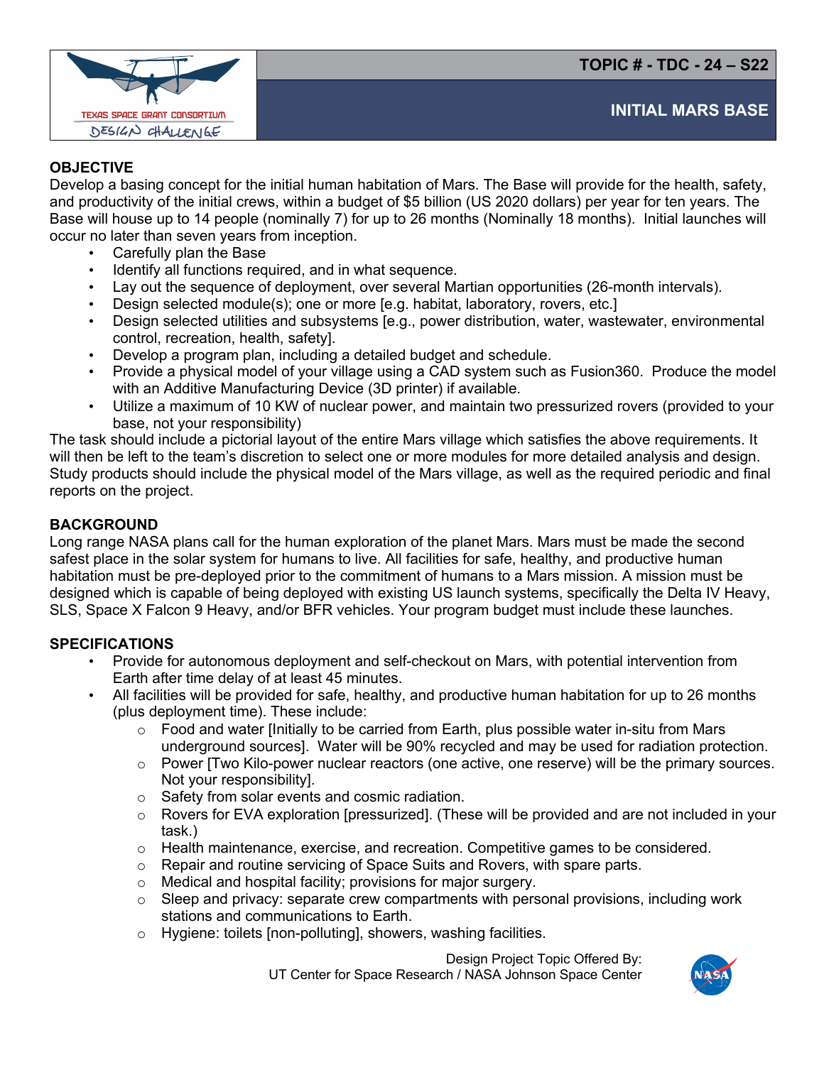TOPIC # - TDC - 24 – S22

# INITIAL MARS BASE

## OBJECTIVE

Develop a basing concept for the initial human habitation of Mars. The Base will provide for the health, safety, and productivity of the initial crews, within a budget of $5 billion (US 2020 dollars) per year for ten years. The Base will house up to 14 people (nominally 7) for up to 26 months (Nominally 18 months). Initial launches will occur no later than seven years from inception.

- Carefully plan the Base
- Identify all functions required, and in what sequence.
- Lay out the sequence of deployment, over several Martian opportunities (26-month intervals).
- Design selected module(s); one or more [e.g. habitat, laboratory, rovers, etc.]
- Design selected utilities and subsystems [e.g., power distribution, water, wastewater, environmental control, recreation, health, safety].
- Develop a program plan, including a detailed budget and schedule.
- Provide a physical model of your village using a CAD system such as Fusion360. Produce the model with an Additive Manufacturing Device (3D printer) if available.
- Utilize a maximum of 10 KW of nuclear power, and maintain two pressurized rovers (provided to your base, not your responsibility)

The task should include a pictorial layout of the entire Mars village which satisfies the above requirements. It will then be left to the team's discretion to select one or more modules for more detailed analysis and design. Study products should include the physical model of the Mars village, as well as the required periodic and final reports on the project.

## BACKGROUND

Long range NASA plans call for the human exploration of the planet Mars. Mars must be made the second safest place in the solar system for humans to live. All facilities for safe, healthy, and productive human habitation must be pre-deployed prior to the commitment of humans to a Mars mission. A mission must be designed which is capable of being deployed with existing US launch systems, specifically the Delta IV Heavy, SLS, Space X Falcon 9 Heavy, and/or BFR vehicles. Your program budget must include these launches.

## SPECIFICATIONS

- Provide for autonomous deployment and self-checkout on Mars, with potential intervention from Earth after time delay of at least 45 minutes.
- All facilities will be provided for safe, healthy, and productive human habitation for up to 26 months (plus deployment time). These include:
  - Food and water [Initially to be carried from Earth, plus possible water in-situ from Mars underground sources]. Water will be 90% recycled and may be used for radiation protection.
  - Power [Two Kilo-power nuclear reactors (one active, one reserve) will be the primary sources. Not your responsibility].
  - Safety from solar events and cosmic radiation.
  - Rovers for EVA exploration [pressurized]. (These will be provided and are not included in your task.)
  - Health maintenance, exercise, and recreation. Competitive games to be considered.
  - Repair and routine servicing of Space Suits and Rovers, with spare parts.
  - Medical and hospital facility; provisions for major surgery.
  - Sleep and privacy: separate crew compartments with personal provisions, including work stations and communications to Earth.
  - Hygiene: toilets [non-polluting], showers, washing facilities.

Design Project Topic Offered By:
UT Center for Space Research / NASA Johnson Space Center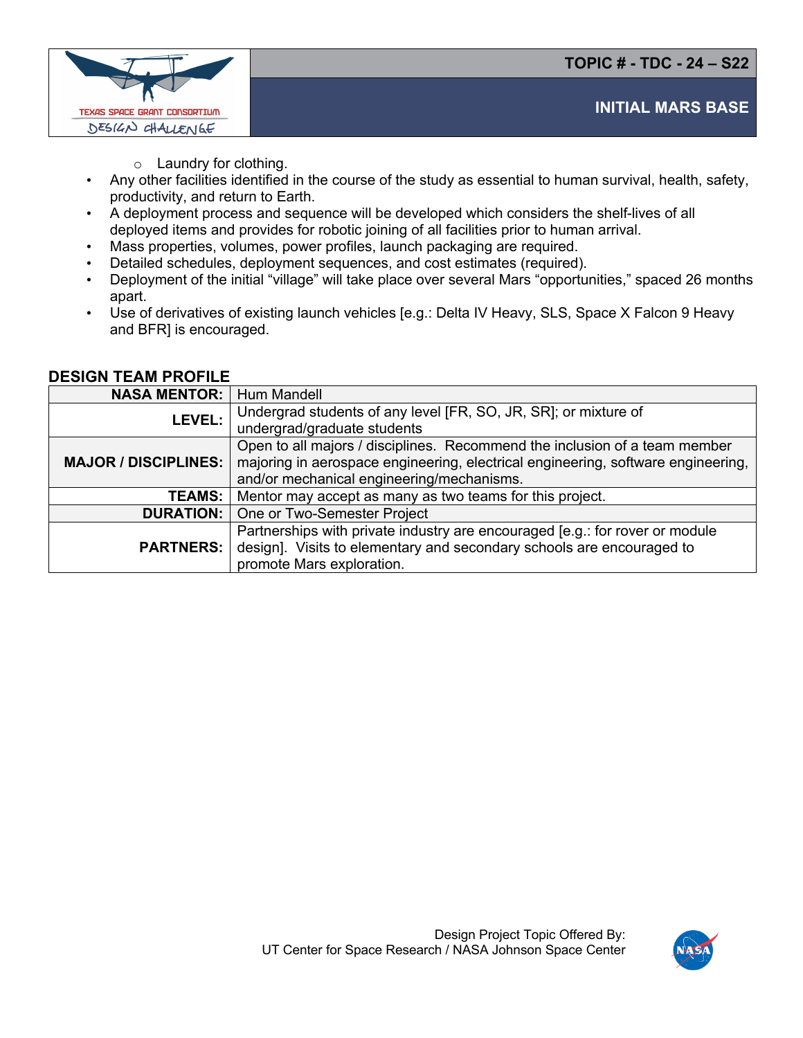- Laundry for clothing.
- Any other facilities identified in the course of the study as essential to human survival, health, safety, productivity, and return to Earth.
- A deployment process and sequence will be developed which considers the shelf-lives of all deployed items and provides for robotic joining of all facilities prior to human arrival.
- Mass properties, volumes, power profiles, launch packaging are required.
- Detailed schedules, deployment sequences, and cost estimates (required).
- Deployment of the initial "village" will take place over several Mars "opportunities," spaced 26 months apart.
- Use of derivatives of existing launch vehicles [e.g.: Delta IV Heavy, SLS, Space X Falcon 9 Heavy and BFR] is encouraged.

## DESIGN TEAM PROFILE

| | |
|---|---|
| **NASA MENTOR:** | Hum Mandell |
| **LEVEL:** | Undergrad students of any level [FR, SO, JR, SR]; or mixture of undergrad/graduate students |
| **MAJOR / DISCIPLINES:** | Open to all majors / disciplines. Recommend the inclusion of a team member majoring in aerospace engineering, electrical engineering, software engineering, and/or mechanical engineering/mechanisms. |
| **TEAMS:** | Mentor may accept as many as two teams for this project. |
| **DURATION:** | One or Two-Semester Project |
| **PARTNERS:** | Partnerships with private industry are encouraged [e.g.: for rover or module design]. Visits to elementary and secondary schools are encouraged to promote Mars exploration. |

Design Project Topic Offered By:
UT Center for Space Research / NASA Johnson Space Center